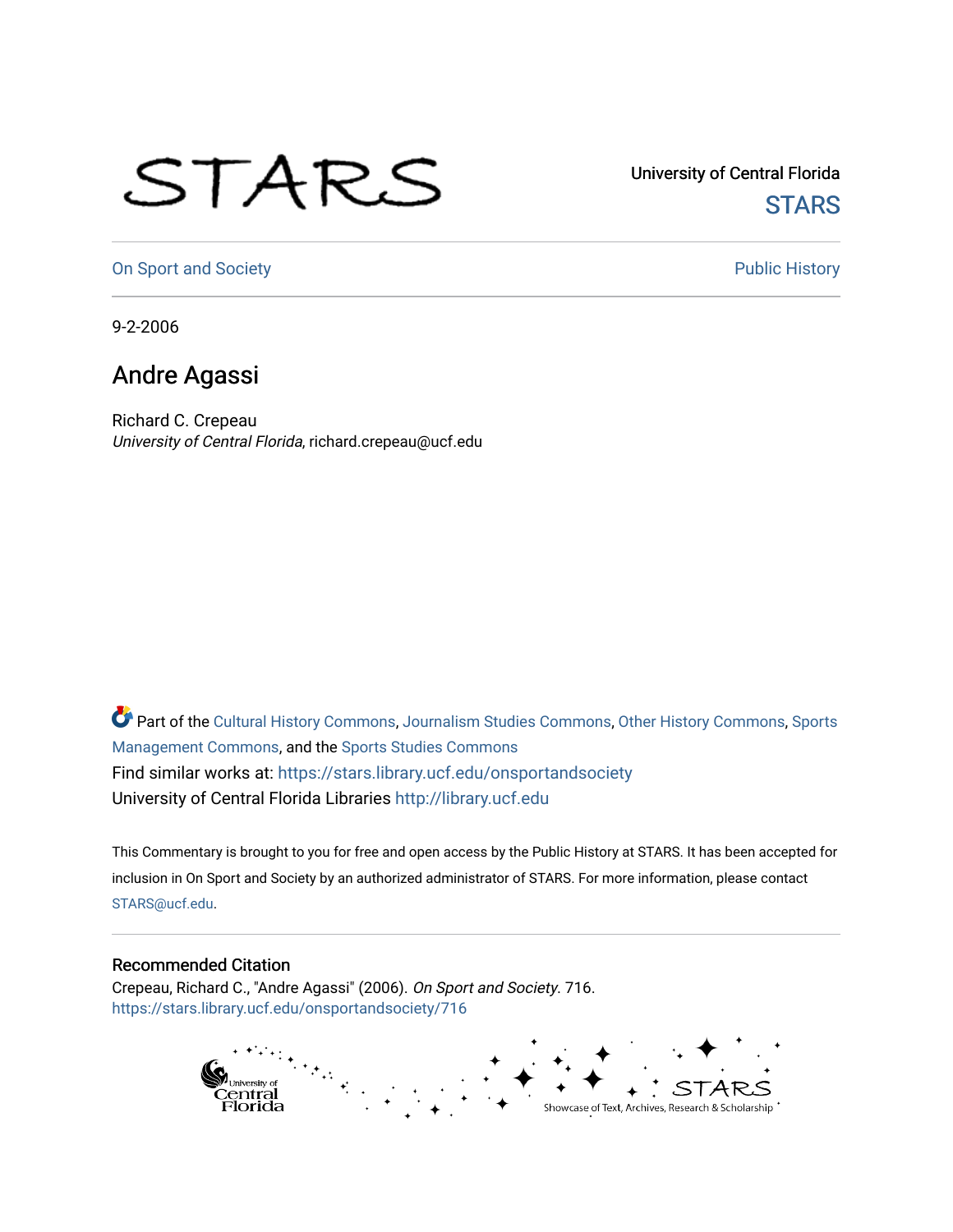University of Central Florida

STARS

On Sport and Society

Public History

9-2-2006

# Andre Agassi

Richard C. Crepeau
*University of Central Florida*, richard.crepeau@ucf.edu

Part of the Cultural History Commons, Journalism Studies Commons, Other History Commons, Sports Management Commons, and the Sports Studies Commons
Find similar works at: https://stars.library.ucf.edu/onsportandsociety
University of Central Florida Libraries http://library.ucf.edu

This Commentary is brought to you for free and open access by the Public History at STARS. It has been accepted for inclusion in On Sport and Society by an authorized administrator of STARS. For more information, please contact STARS@ucf.edu.

## Recommended Citation

Crepeau, Richard C., "Andre Agassi" (2006). *On Sport and Society*. 716.
https://stars.library.ucf.edu/onsportandsociety/716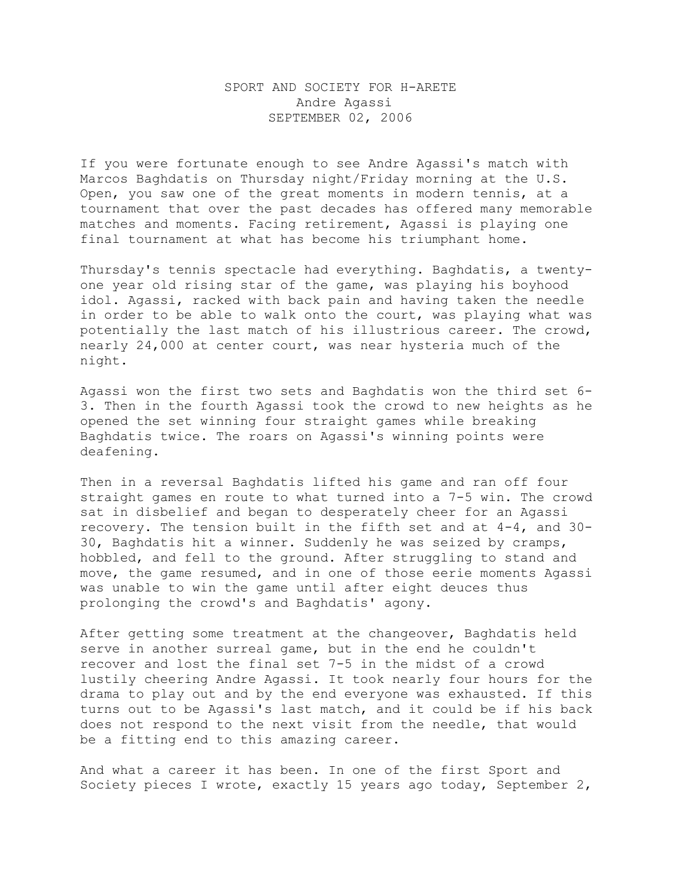SPORT AND SOCIETY FOR H-ARETE
Andre Agassi
SEPTEMBER 02, 2006

If you were fortunate enough to see Andre Agassi's match with Marcos Baghdatis on Thursday night/Friday morning at the U.S. Open, you saw one of the great moments in modern tennis, at a tournament that over the past decades has offered many memorable matches and moments. Facing retirement, Agassi is playing one final tournament at what has become his triumphant home.

Thursday's tennis spectacle had everything. Baghdatis, a twenty-one year old rising star of the game, was playing his boyhood idol. Agassi, racked with back pain and having taken the needle in order to be able to walk onto the court, was playing what was potentially the last match of his illustrious career. The crowd, nearly 24,000 at center court, was near hysteria much of the night.

Agassi won the first two sets and Baghdatis won the third set 6-3. Then in the fourth Agassi took the crowd to new heights as he opened the set winning four straight games while breaking Baghdatis twice. The roars on Agassi's winning points were deafening.

Then in a reversal Baghdatis lifted his game and ran off four straight games en route to what turned into a 7-5 win. The crowd sat in disbelief and began to desperately cheer for an Agassi recovery. The tension built in the fifth set and at 4-4, and 30-30, Baghdatis hit a winner. Suddenly he was seized by cramps, hobbled, and fell to the ground. After struggling to stand and move, the game resumed, and in one of those eerie moments Agassi was unable to win the game until after eight deuces thus prolonging the crowd's and Baghdatis' agony.

After getting some treatment at the changeover, Baghdatis held serve in another surreal game, but in the end he couldn't recover and lost the final set 7-5 in the midst of a crowd lustily cheering Andre Agassi. It took nearly four hours for the drama to play out and by the end everyone was exhausted. If this turns out to be Agassi's last match, and it could be if his back does not respond to the next visit from the needle, that would be a fitting end to this amazing career.

And what a career it has been. In one of the first Sport and Society pieces I wrote, exactly 15 years ago today, September 2,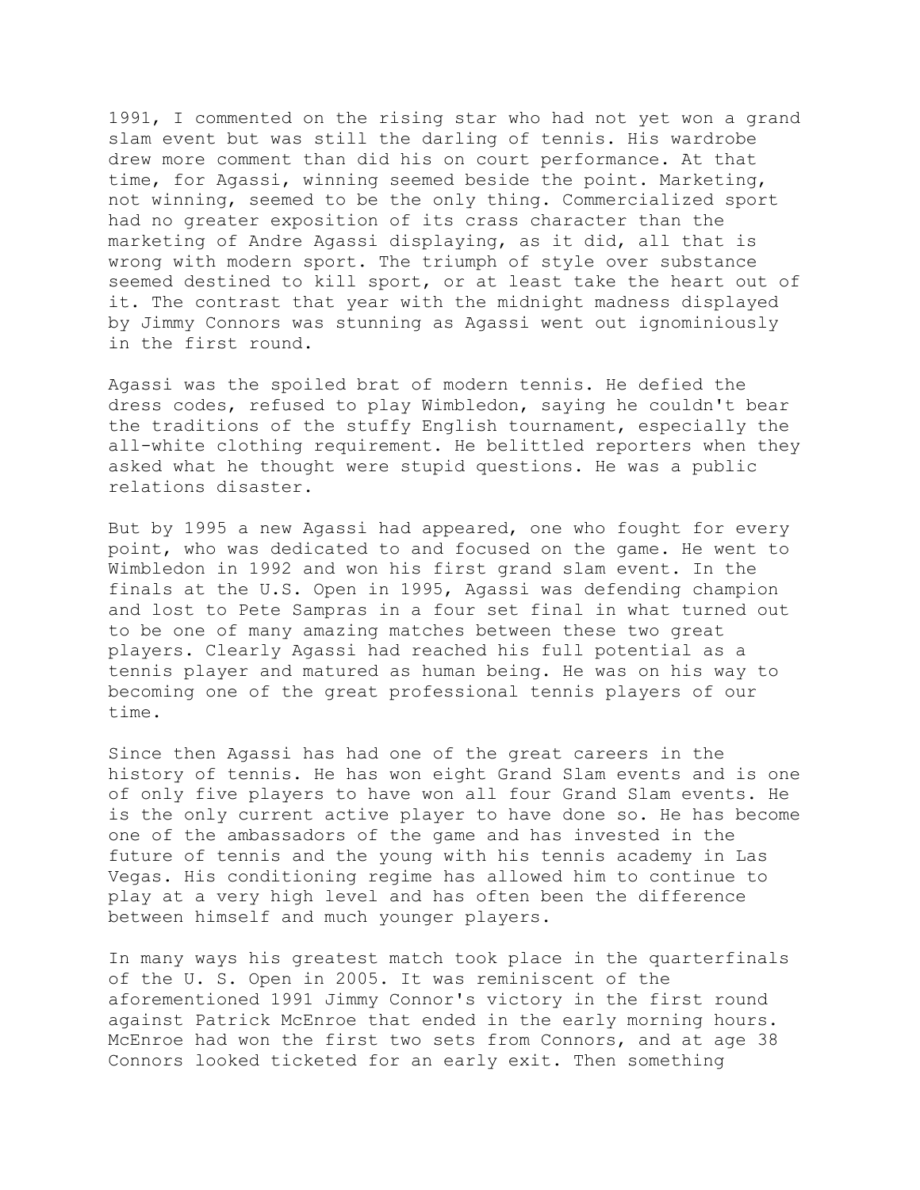1991, I commented on the rising star who had not yet won a grand slam event but was still the darling of tennis. His wardrobe drew more comment than did his on court performance. At that time, for Agassi, winning seemed beside the point. Marketing, not winning, seemed to be the only thing. Commercialized sport had no greater exposition of its crass character than the marketing of Andre Agassi displaying, as it did, all that is wrong with modern sport. The triumph of style over substance seemed destined to kill sport, or at least take the heart out of it. The contrast that year with the midnight madness displayed by Jimmy Connors was stunning as Agassi went out ignominiously in the first round.

Agassi was the spoiled brat of modern tennis. He defied the dress codes, refused to play Wimbledon, saying he couldn't bear the traditions of the stuffy English tournament, especially the all-white clothing requirement. He belittled reporters when they asked what he thought were stupid questions. He was a public relations disaster.

But by 1995 a new Agassi had appeared, one who fought for every point, who was dedicated to and focused on the game. He went to Wimbledon in 1992 and won his first grand slam event. In the finals at the U.S. Open in 1995, Agassi was defending champion and lost to Pete Sampras in a four set final in what turned out to be one of many amazing matches between these two great players. Clearly Agassi had reached his full potential as a tennis player and matured as human being. He was on his way to becoming one of the great professional tennis players of our time.

Since then Agassi has had one of the great careers in the history of tennis. He has won eight Grand Slam events and is one of only five players to have won all four Grand Slam events. He is the only current active player to have done so. He has become one of the ambassadors of the game and has invested in the future of tennis and the young with his tennis academy in Las Vegas. His conditioning regime has allowed him to continue to play at a very high level and has often been the difference between himself and much younger players.

In many ways his greatest match took place in the quarterfinals of the U. S. Open in 2005. It was reminiscent of the aforementioned 1991 Jimmy Connor's victory in the first round against Patrick McEnroe that ended in the early morning hours. McEnroe had won the first two sets from Connors, and at age 38 Connors looked ticketed for an early exit. Then something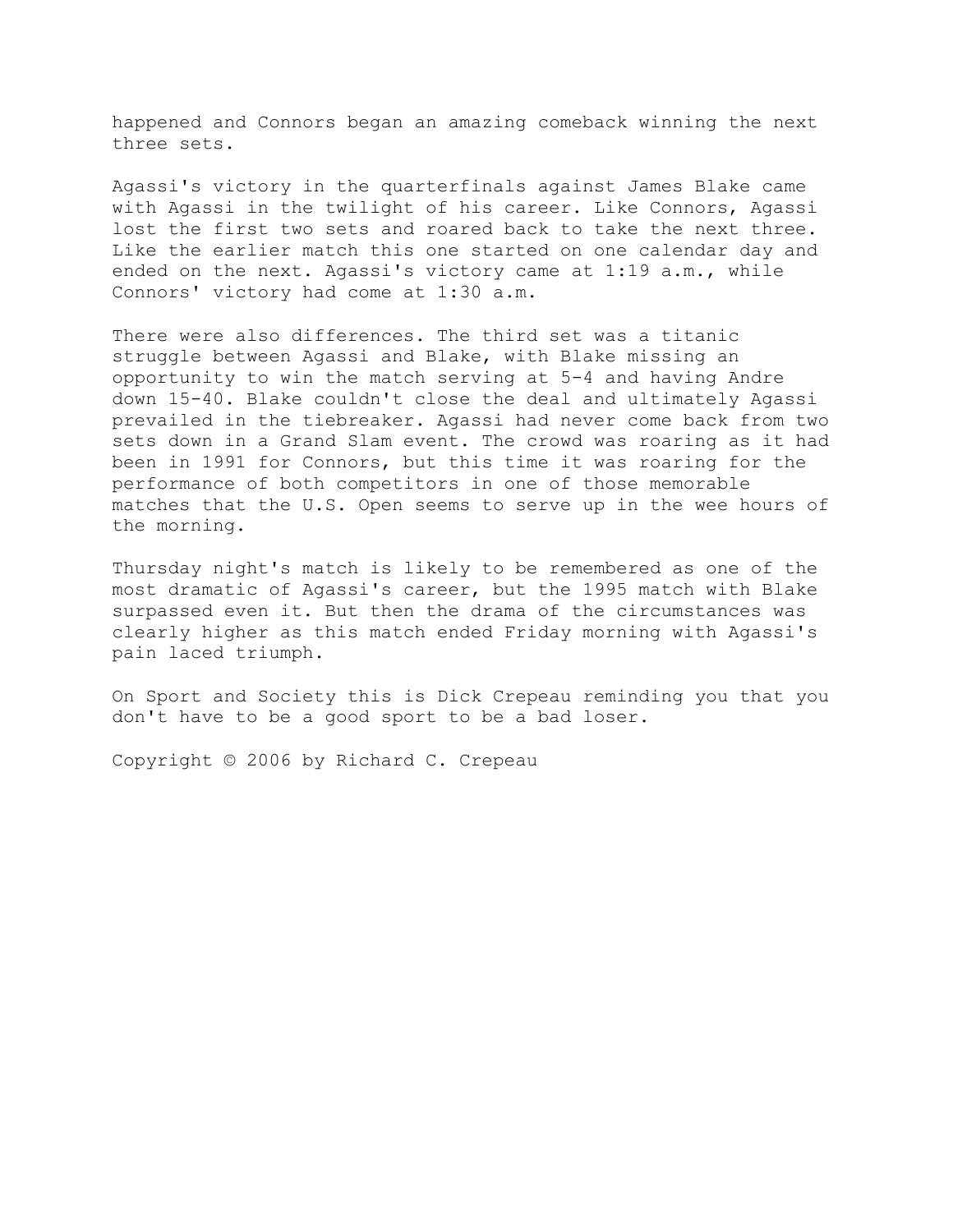happened and Connors began an amazing comeback winning the next three sets.

Agassi's victory in the quarterfinals against James Blake came with Agassi in the twilight of his career. Like Connors, Agassi lost the first two sets and roared back to take the next three. Like the earlier match this one started on one calendar day and ended on the next. Agassi's victory came at 1:19 a.m., while Connors' victory had come at 1:30 a.m.

There were also differences. The third set was a titanic struggle between Agassi and Blake, with Blake missing an opportunity to win the match serving at 5-4 and having Andre down 15-40. Blake couldn't close the deal and ultimately Agassi prevailed in the tiebreaker. Agassi had never come back from two sets down in a Grand Slam event. The crowd was roaring as it had been in 1991 for Connors, but this time it was roaring for the performance of both competitors in one of those memorable matches that the U.S. Open seems to serve up in the wee hours of the morning.

Thursday night's match is likely to be remembered as one of the most dramatic of Agassi's career, but the 1995 match with Blake surpassed even it. But then the drama of the circumstances was clearly higher as this match ended Friday morning with Agassi's pain laced triumph.

On Sport and Society this is Dick Crepeau reminding you that you don't have to be a good sport to be a bad loser.

Copyright © 2006 by Richard C. Crepeau